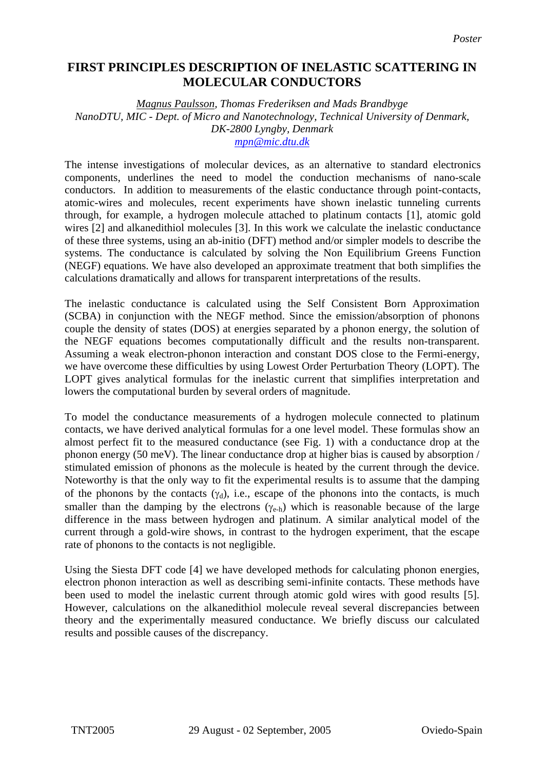*Poster*

# FIRST PRINCIPLES DESCRIPTION OF INELASTIC SCATTERING IN MOLECULAR CONDUCTORS

*Magnus Paulsson, Thomas Frederiksen and Mads Brandbyge*
*NanoDTU, MIC - Dept. of Micro and Nanotechnology, Technical University of Denmark, DK-2800 Lyngby, Denmark*
*mpn@mic.dtu.dk*

The intense investigations of molecular devices, as an alternative to standard electronics components, underlines the need to model the conduction mechanisms of nano-scale conductors. In addition to measurements of the elastic conductance through point-contacts, atomic-wires and molecules, recent experiments have shown inelastic tunneling currents through, for example, a hydrogen molecule attached to platinum contacts [1], atomic gold wires [2] and alkanedithiol molecules [3]. In this work we calculate the inelastic conductance of these three systems, using an ab-initio (DFT) method and/or simpler models to describe the systems. The conductance is calculated by solving the Non Equilibrium Greens Function (NEGF) equations. We have also developed an approximate treatment that both simplifies the calculations dramatically and allows for transparent interpretations of the results.

The inelastic conductance is calculated using the Self Consistent Born Approximation (SCBA) in conjunction with the NEGF method. Since the emission/absorption of phonons couple the density of states (DOS) at energies separated by a phonon energy, the solution of the NEGF equations becomes computationally difficult and the results non-transparent. Assuming a weak electron-phonon interaction and constant DOS close to the Fermi-energy, we have overcome these difficulties by using Lowest Order Perturbation Theory (LOPT). The LOPT gives analytical formulas for the inelastic current that simplifies interpretation and lowers the computational burden by several orders of magnitude.

To model the conductance measurements of a hydrogen molecule connected to platinum contacts, we have derived analytical formulas for a one level model. These formulas show an almost perfect fit to the measured conductance (see Fig. 1) with a conductance drop at the phonon energy (50 meV). The linear conductance drop at higher bias is caused by absorption / stimulated emission of phonons as the molecule is heated by the current through the device. Noteworthy is that the only way to fit the experimental results is to assume that the damping of the phonons by the contacts ($\gamma_d$), i.e., escape of the phonons into the contacts, is much smaller than the damping by the electrons ($\gamma_{e\text{-}h}$) which is reasonable because of the large difference in the mass between hydrogen and platinum. A similar analytical model of the current through a gold-wire shows, in contrast to the hydrogen experiment, that the escape rate of phonons to the contacts is not negligible.

Using the Siesta DFT code [4] we have developed methods for calculating phonon energies, electron phonon interaction as well as describing semi-infinite contacts. These methods have been used to model the inelastic current through atomic gold wires with good results [5]. However, calculations on the alkanedithiol molecule reveal several discrepancies between theory and the experimentally measured conductance. We briefly discuss our calculated results and possible causes of the discrepancy.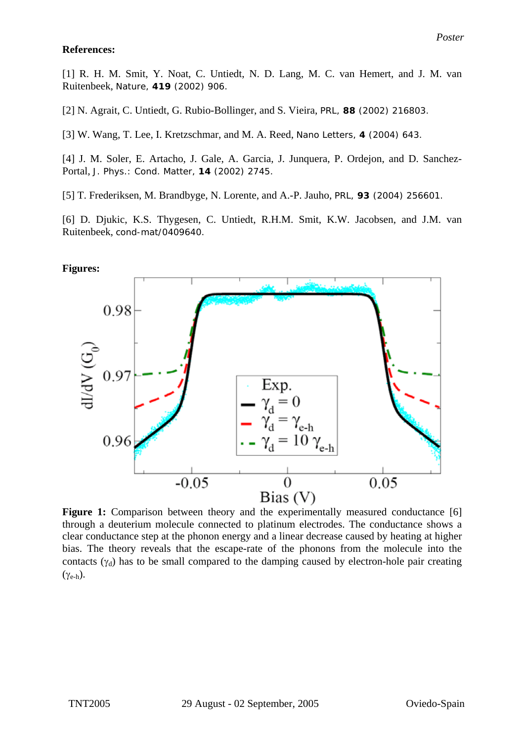**References:**

[1] R. H. M. Smit, Y. Noat, C. Untiedt, N. D. Lang, M. C. van Hemert, and J. M. van Ruitenbeek, Nature, **419** (2002) 906.

[2] N. Agrait, C. Untiedt, G. Rubio-Bollinger, and S. Vieira, PRL, **88** (2002) 216803.

[3] W. Wang, T. Lee, I. Kretzschmar, and M. A. Reed, Nano Letters, **4** (2004) 643.

[4] J. M. Soler, E. Artacho, J. Gale, A. Garcia, J. Junquera, P. Ordejon, and D. Sanchez-Portal, J. Phys.: Cond. Matter, **14** (2002) 2745.

[5] T. Frederiksen, M. Brandbyge, N. Lorente, and A.-P. Jauho, PRL, **93** (2004) 256601.

[6] D. Djukic, K.S. Thygesen, C. Untiedt, R.H.M. Smit, K.W. Jacobsen, and J.M. van Ruitenbeek, cond-mat/0409640.

**Figures:**

dI/dV ($G_0$)
0.98
0.97
0.96
-0.05
0
0.05
Bias (V)
Exp.
$\gamma_d = 0$
$\gamma_d = \gamma_{e\text{-}h}$
$\gamma_d = 10\ \gamma_{e\text{-}h}$

**Figure 1:** Comparison between theory and the experimentally measured conductance [6] through a deuterium molecule connected to platinum electrodes. The conductance shows a clear conductance step at the phonon energy and a linear decrease caused by heating at higher bias. The theory reveals that the escape-rate of the phonons from the molecule into the contacts ($\gamma_d$) has to be small compared to the damping caused by electron-hole pair creating ($\gamma_{e\text{-}h}$).